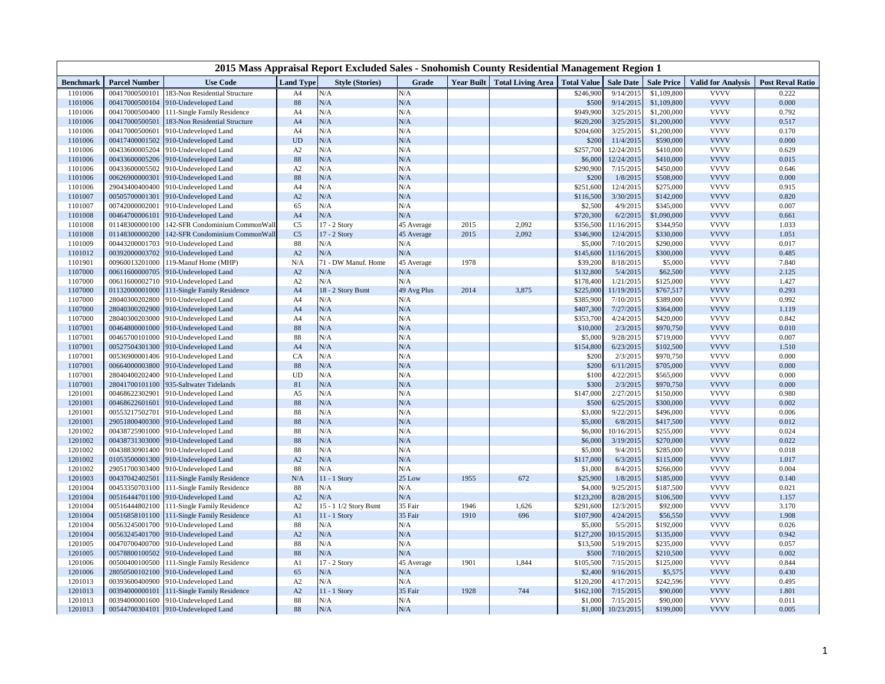# 2015 Mass Appraisal Report Excluded Sales - Snohomish County Residential Management Region 1

| Benchmark | Parcel Number | Use Code | Land Type | Style (Stories) | Grade | Year Built | Total Living Area | Total Value | Sale Date | Sale Price | Valid for Analysis | Post Reval Ratio |
|---|---|---|---|---|---|---|---|---|---|---|---|---|
| 1101006 | 00417000500101 | 183-Non Residential Structure | A4 | N/A | N/A | | | $246,900 | 9/14/2015 | $1,109,800 | VVVV | 0.222 |
| 1101006 | 00417000500104 | 910-Undeveloped Land | 88 | N/A | N/A | | | $500 | 9/14/2015 | $1,109,800 | VVVV | 0.000 |
| 1101006 | 00417000500400 | 111-Single Family Residence | A4 | N/A | N/A | | | $949,900 | 3/25/2015 | $1,200,000 | VVVV | 0.792 |
| 1101006 | 00417000500501 | 183-Non Residential Structure | A4 | N/A | N/A | | | $620,200 | 3/25/2015 | $1,200,000 | VVVV | 0.517 |
| 1101006 | 00417000500601 | 910-Undeveloped Land | A4 | N/A | N/A | | | $204,600 | 3/25/2015 | $1,200,000 | VVVV | 0.170 |
| 1101006 | 00417400001502 | 910-Undeveloped Land | UD | N/A | N/A | | | $200 | 11/4/2015 | $590,000 | VVVV | 0.000 |
| 1101006 | 00433600005204 | 910-Undeveloped Land | A2 | N/A | N/A | | | $257,700 | 12/24/2015 | $410,000 | VVVV | 0.629 |
| 1101006 | 00433600005206 | 910-Undeveloped Land | 88 | N/A | N/A | | | $6,000 | 12/24/2015 | $410,000 | VVVV | 0.015 |
| 1101006 | 00433600005502 | 910-Undeveloped Land | A2 | N/A | N/A | | | $290,900 | 7/15/2015 | $450,000 | VVVV | 0.646 |
| 1101006 | 00626900000301 | 910-Undeveloped Land | 88 | N/A | N/A | | | $200 | 1/8/2015 | $508,000 | VVVV | 0.000 |
| 1101006 | 29043400400400 | 910-Undeveloped Land | A4 | N/A | N/A | | | $251,600 | 12/4/2015 | $275,000 | VVVV | 0.915 |
| 1101007 | 00505700001301 | 910-Undeveloped Land | A2 | N/A | N/A | | | $116,500 | 3/30/2015 | $142,000 | VVVV | 0.820 |
| 1101007 | 00742000002001 | 910-Undeveloped Land | 65 | N/A | N/A | | | $2,500 | 4/9/2015 | $345,000 | VVVV | 0.007 |
| 1101008 | 00464700006101 | 910-Undeveloped Land | A4 | N/A | N/A | | | $720,300 | 6/2/2015 | $1,090,000 | VVVV | 0.661 |
| 1101008 | 01148300000100 | 142-SFR Condominium CommonWall | C5 | 17 - 2 Story | 45 Average | 2015 | 2,092 | $356,500 | 11/16/2015 | $344,950 | VVVV | 1.033 |
| 1101008 | 01148300000200 | 142-SFR Condominium CommonWall | C5 | 17 - 2 Story | 45 Average | 2015 | 2,092 | $346,900 | 12/4/2015 | $330,000 | VVVV | 1.051 |
| 1101009 | 00443200001703 | 910-Undeveloped Land | 88 | N/A | N/A | | | $5,000 | 7/10/2015 | $290,000 | VVVV | 0.017 |
| 1101012 | 00392000003702 | 910-Undeveloped Land | A2 | N/A | N/A | | | $145,600 | 11/16/2015 | $300,000 | VVVV | 0.485 |
| 1101901 | 00960013201000 | 119-Manuf Home (MHP) | N/A | 71 - DW Manuf. Home | 45 Average | 1978 | | $39,200 | 8/18/2015 | $5,000 | VVVV | 7.840 |
| 1107000 | 00611600000705 | 910-Undeveloped Land | A2 | N/A | N/A | | | $132,800 | 5/4/2015 | $62,500 | VVVV | 2.125 |
| 1107000 | 00611600002710 | 910-Undeveloped Land | A2 | N/A | N/A | | | $178,400 | 1/21/2015 | $125,000 | VVVV | 1.427 |
| 1107000 | 01132000001000 | 111-Single Family Residence | A4 | 18 - 2 Story Bsmt | 49 Avg Plus | 2014 | 3,875 | $225,000 | 11/19/2015 | $767,517 | VVVV | 0.293 |
| 1107000 | 28040300202800 | 910-Undeveloped Land | A4 | N/A | N/A | | | $385,900 | 7/10/2015 | $389,000 | VVVV | 0.992 |
| 1107000 | 28040300202900 | 910-Undeveloped Land | A4 | N/A | N/A | | | $407,300 | 7/27/2015 | $364,000 | VVVV | 1.119 |
| 1107000 | 28040300203000 | 910-Undeveloped Land | A4 | N/A | N/A | | | $353,700 | 4/24/2015 | $420,000 | VVVV | 0.842 |
| 1107001 | 00464800001000 | 910-Undeveloped Land | 88 | N/A | N/A | | | $10,000 | 2/3/2015 | $970,750 | VVVV | 0.010 |
| 1107001 | 00465700101000 | 910-Undeveloped Land | 88 | N/A | N/A | | | $5,000 | 9/28/2015 | $719,000 | VVVV | 0.007 |
| 1107001 | 00527504301300 | 910-Undeveloped Land | A4 | N/A | N/A | | | $154,800 | 6/23/2015 | $102,500 | VVVV | 1.510 |
| 1107001 | 00536900001406 | 910-Undeveloped Land | CA | N/A | N/A | | | $200 | 2/3/2015 | $970,750 | VVVV | 0.000 |
| 1107001 | 00664000003800 | 910-Undeveloped Land | 88 | N/A | N/A | | | $200 | 6/11/2015 | $705,000 | VVVV | 0.000 |
| 1107001 | 28040400202400 | 910-Undeveloped Land | UD | N/A | N/A | | | $100 | 4/22/2015 | $565,000 | VVVV | 0.000 |
| 1107001 | 28041700101100 | 935-Saltwater Tidelands | 81 | N/A | N/A | | | $300 | 2/3/2015 | $970,750 | VVVV | 0.000 |
| 1201001 | 00468622302901 | 910-Undeveloped Land | A5 | N/A | N/A | | | $147,000 | 2/27/2015 | $150,000 | VVVV | 0.980 |
| 1201001 | 00468622601601 | 910-Undeveloped Land | 88 | N/A | N/A | | | $500 | 6/25/2015 | $300,000 | VVVV | 0.002 |
| 1201001 | 00553217502701 | 910-Undeveloped Land | 88 | N/A | N/A | | | $3,000 | 9/22/2015 | $496,000 | VVVV | 0.006 |
| 1201001 | 29051800400300 | 910-Undeveloped Land | 88 | N/A | N/A | | | $5,000 | 6/8/2015 | $417,500 | VVVV | 0.012 |
| 1201002 | 00438725901000 | 910-Undeveloped Land | 88 | N/A | N/A | | | $6,000 | 10/16/2015 | $255,000 | VVVV | 0.024 |
| 1201002 | 00438731303000 | 910-Undeveloped Land | 88 | N/A | N/A | | | $6,000 | 3/19/2015 | $270,000 | VVVV | 0.022 |
| 1201002 | 00438830901400 | 910-Undeveloped Land | 88 | N/A | N/A | | | $5,000 | 9/4/2015 | $285,000 | VVVV | 0.018 |
| 1201002 | 01053500001300 | 910-Undeveloped Land | A2 | N/A | N/A | | | $117,000 | 6/3/2015 | $115,000 | VVVV | 1.017 |
| 1201002 | 29051700303400 | 910-Undeveloped Land | 88 | N/A | N/A | | | $1,000 | 8/4/2015 | $266,000 | VVVV | 0.004 |
| 1201003 | 00437042402501 | 111-Single Family Residence | N/A | 11 - 1 Story | 25 Low | 1955 | 672 | $25,900 | 1/8/2015 | $185,000 | VVVV | 0.140 |
| 1201004 | 00453350703100 | 111-Single Family Residence | 88 | N/A | N/A | | | $4,000 | 9/25/2015 | $187,500 | VVVV | 0.021 |
| 1201004 | 00516444701100 | 910-Undeveloped Land | A2 | N/A | N/A | | | $123,200 | 8/28/2015 | $106,500 | VVVV | 1.157 |
| 1201004 | 00516444802100 | 111-Single Family Residence | A2 | 15 - 1 1/2 Story Bsmt | 35 Fair | 1946 | 1,626 | $291,600 | 12/3/2015 | $92,000 | VVVV | 3.170 |
| 1201004 | 00516858101100 | 111-Single Family Residence | A1 | 11 - 1 Story | 35 Fair | 1910 | 696 | $107,900 | 4/24/2015 | $56,550 | VVVV | 1.908 |
| 1201004 | 00563245001700 | 910-Undeveloped Land | 88 | N/A | N/A | | | $5,000 | 5/5/2015 | $192,000 | VVVV | 0.026 |
| 1201004 | 00563245401700 | 910-Undeveloped Land | A2 | N/A | N/A | | | $127,200 | 10/15/2015 | $135,000 | VVVV | 0.942 |
| 1201005 | 00470700400700 | 910-Undeveloped Land | 88 | N/A | N/A | | | $13,500 | 5/19/2015 | $235,000 | VVVV | 0.057 |
| 1201005 | 00578800100502 | 910-Undeveloped Land | 88 | N/A | N/A | | | $500 | 7/10/2015 | $210,500 | VVVV | 0.002 |
| 1201006 | 00500400100500 | 111-Single Family Residence | A1 | 17 - 2 Story | 45 Average | 1901 | 1,844 | $105,500 | 7/15/2015 | $125,000 | VVVV | 0.844 |
| 1201006 | 28050500102100 | 910-Undeveloped Land | 65 | N/A | N/A | | | $2,400 | 9/16/2015 | $5,575 | VVVV | 0.430 |
| 1201013 | 00393600400900 | 910-Undeveloped Land | A2 | N/A | N/A | | | $120,200 | 4/17/2015 | $242,596 | VVVV | 0.495 |
| 1201013 | 00394000000101 | 111-Single Family Residence | A2 | 11 - 1 Story | 35 Fair | 1928 | 744 | $162,100 | 7/15/2015 | $90,000 | VVVV | 1.801 |
| 1201013 | 00394000001600 | 910-Undeveloped Land | 88 | N/A | N/A | | | $1,000 | 7/15/2015 | $90,000 | VVVV | 0.011 |
| 1201013 | 00544700304101 | 910-Undeveloped Land | 88 | N/A | N/A | | | $1,000 | 10/23/2015 | $199,000 | VVVV | 0.005 |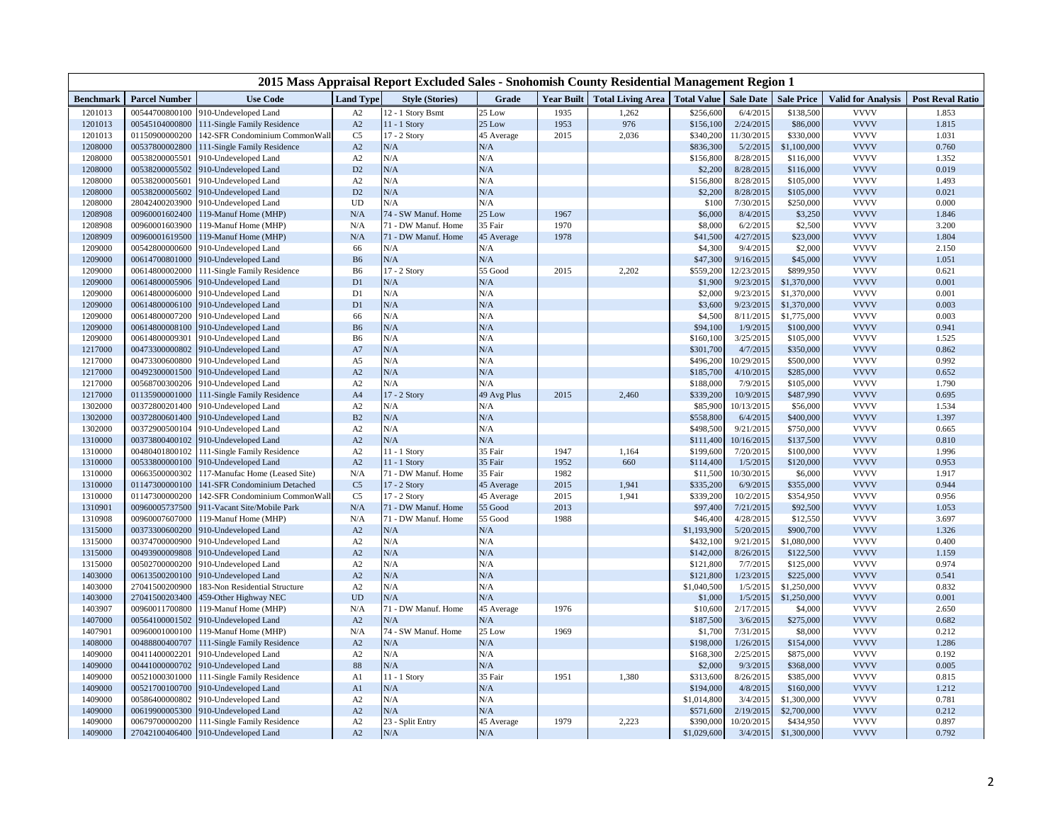# 2015 Mass Appraisal Report Excluded Sales - Snohomish County Residential Management Region 1

| Benchmark | Parcel Number | Use Code | Land Type | Style (Stories) | Grade | Year Built | Total Living Area | Total Value | Sale Date | Sale Price | Valid for Analysis | Post Reval Ratio |
|---|---|---|---|---|---|---|---|---|---|---|---|---|
| 1201013 | 00544700800100 | 910-Undeveloped Land | A2 | 12 - 1 Story Bsmt | 25 Low | 1935 | 1,262 | $256,600 | 6/4/2015 | $138,500 | VVVV | 1.853 |
| 1201013 | 00545104000800 | 111-Single Family Residence | A2 | 11 - 1 Story | 25 Low | 1953 | 976 | $156,100 | 2/24/2015 | $86,000 | VVVV | 1.815 |
| 1201013 | 01150900000200 | 142-SFR Condominium CommonWall | C5 | 17 - 2 Story | 45 Average | 2015 | 2,036 | $340,200 | 11/30/2015 | $330,000 | VVVV | 1.031 |
| 1208000 | 00537800002800 | 111-Single Family Residence | A2 | N/A | N/A | | | $836,300 | 5/2/2015 | $1,100,000 | VVVV | 0.760 |
| 1208000 | 00538200005501 | 910-Undeveloped Land | A2 | N/A | N/A | | | $156,800 | 8/28/2015 | $116,000 | VVVV | 1.352 |
| 1208000 | 00538200005502 | 910-Undeveloped Land | D2 | N/A | N/A | | | $2,200 | 8/28/2015 | $116,000 | VVVV | 0.019 |
| 1208000 | 00538200005601 | 910-Undeveloped Land | A2 | N/A | N/A | | | $156,800 | 8/28/2015 | $105,000 | VVVV | 1.493 |
| 1208000 | 00538200005602 | 910-Undeveloped Land | D2 | N/A | N/A | | | $2,200 | 8/28/2015 | $105,000 | VVVV | 0.021 |
| 1208000 | 28042400203900 | 910-Undeveloped Land | UD | N/A | N/A | | | $100 | 7/30/2015 | $250,000 | VVVV | 0.000 |
| 1208908 | 00960001602400 | 119-Manuf Home (MHP) | N/A | 74 - SW Manuf. Home | 25 Low | 1967 | | $6,000 | 8/4/2015 | $3,250 | VVVV | 1.846 |
| 1208908 | 00960001603900 | 119-Manuf Home (MHP) | N/A | 71 - DW Manuf. Home | 35 Fair | 1970 | | $8,000 | 6/2/2015 | $2,500 | VVVV | 3.200 |
| 1208909 | 00960001619500 | 119-Manuf Home (MHP) | N/A | 71 - DW Manuf. Home | 45 Average | 1978 | | $41,500 | 4/27/2015 | $23,000 | VVVV | 1.804 |
| 1209000 | 00542800000600 | 910-Undeveloped Land | 66 | N/A | N/A | | | $4,300 | 9/4/2015 | $2,000 | VVVV | 2.150 |
| 1209000 | 00614700801000 | 910-Undeveloped Land | B6 | N/A | N/A | | | $47,300 | 9/16/2015 | $45,000 | VVVV | 1.051 |
| 1209000 | 00614800002000 | 111-Single Family Residence | B6 | 17 - 2 Story | 55 Good | 2015 | 2,202 | $559,200 | 12/23/2015 | $899,950 | VVVV | 0.621 |
| 1209000 | 00614800005906 | 910-Undeveloped Land | D1 | N/A | N/A | | | $1,900 | 9/23/2015 | $1,370,000 | VVVV | 0.001 |
| 1209000 | 00614800006000 | 910-Undeveloped Land | D1 | N/A | N/A | | | $2,000 | 9/23/2015 | $1,370,000 | VVVV | 0.001 |
| 1209000 | 00614800006100 | 910-Undeveloped Land | D1 | N/A | N/A | | | $3,600 | 9/23/2015 | $1,370,000 | VVVV | 0.003 |
| 1209000 | 00614800007200 | 910-Undeveloped Land | 66 | N/A | N/A | | | $4,500 | 8/11/2015 | $1,775,000 | VVVV | 0.003 |
| 1209000 | 00614800008100 | 910-Undeveloped Land | B6 | N/A | N/A | | | $94,100 | 1/9/2015 | $100,000 | VVVV | 0.941 |
| 1209000 | 00614800009301 | 910-Undeveloped Land | B6 | N/A | N/A | | | $160,100 | 3/25/2015 | $105,000 | VVVV | 1.525 |
| 1217000 | 00473300000802 | 910-Undeveloped Land | A7 | N/A | N/A | | | $301,700 | 4/7/2015 | $350,000 | VVVV | 0.862 |
| 1217000 | 00473300600800 | 910-Undeveloped Land | A5 | N/A | N/A | | | $496,200 | 10/29/2015 | $500,000 | VVVV | 0.992 |
| 1217000 | 00492300001500 | 910-Undeveloped Land | A2 | N/A | N/A | | | $185,700 | 4/10/2015 | $285,000 | VVVV | 0.652 |
| 1217000 | 00568700300206 | 910-Undeveloped Land | A2 | N/A | N/A | | | $188,000 | 7/9/2015 | $105,000 | VVVV | 1.790 |
| 1217000 | 01135900001000 | 111-Single Family Residence | A4 | 17 - 2 Story | 49 Avg Plus | 2015 | 2,460 | $339,200 | 10/9/2015 | $487,990 | VVVV | 0.695 |
| 1302000 | 00372800201400 | 910-Undeveloped Land | A2 | N/A | N/A | | | $85,900 | 10/13/2015 | $56,000 | VVVV | 1.534 |
| 1302000 | 00372800601400 | 910-Undeveloped Land | B2 | N/A | N/A | | | $558,800 | 6/4/2015 | $400,000 | VVVV | 1.397 |
| 1302000 | 00372900500104 | 910-Undeveloped Land | A2 | N/A | N/A | | | $498,500 | 9/21/2015 | $750,000 | VVVV | 0.665 |
| 1310000 | 00373800400102 | 910-Undeveloped Land | A2 | N/A | N/A | | | $111,400 | 10/16/2015 | $137,500 | VVVV | 0.810 |
| 1310000 | 00480401800102 | 111-Single Family Residence | A2 | 11 - 1 Story | 35 Fair | 1947 | 1,164 | $199,600 | 7/20/2015 | $100,000 | VVVV | 1.996 |
| 1310000 | 00533800000100 | 910-Undeveloped Land | A2 | 11 - 1 Story | 35 Fair | 1952 | 660 | $114,400 | 1/5/2015 | $120,000 | VVVV | 0.953 |
| 1310000 | 00663500000302 | 117-Manufac Home (Leased Site) | N/A | 71 - DW Manuf. Home | 35 Fair | 1982 | | $11,500 | 10/30/2015 | $6,000 | VVVV | 1.917 |
| 1310000 | 01147300000100 | 141-SFR Condominium Detached | C5 | 17 - 2 Story | 45 Average | 2015 | 1,941 | $335,200 | 6/9/2015 | $355,000 | VVVV | 0.944 |
| 1310000 | 01147300000200 | 142-SFR Condominium CommonWall | C5 | 17 - 2 Story | 45 Average | 2015 | 1,941 | $339,200 | 10/2/2015 | $354,950 | VVVV | 0.956 |
| 1310901 | 00960005737500 | 911-Vacant Site/Mobile Park | N/A | 71 - DW Manuf. Home | 55 Good | 2013 | | $97,400 | 7/21/2015 | $92,500 | VVVV | 1.053 |
| 1310908 | 00960007607000 | 119-Manuf Home (MHP) | N/A | 71 - DW Manuf. Home | 55 Good | 1988 | | $46,400 | 4/28/2015 | $12,550 | VVVV | 3.697 |
| 1315000 | 00373300600200 | 910-Undeveloped Land | A2 | N/A | N/A | | | $1,193,900 | 5/20/2015 | $900,700 | VVVV | 1.326 |
| 1315000 | 00374700000900 | 910-Undeveloped Land | A2 | N/A | N/A | | | $432,100 | 9/21/2015 | $1,080,000 | VVVV | 0.400 |
| 1315000 | 00493900009808 | 910-Undeveloped Land | A2 | N/A | N/A | | | $142,000 | 8/26/2015 | $122,500 | VVVV | 1.159 |
| 1315000 | 00502700000200 | 910-Undeveloped Land | A2 | N/A | N/A | | | $121,800 | 7/7/2015 | $125,000 | VVVV | 0.974 |
| 1403000 | 00613500200100 | 910-Undeveloped Land | A2 | N/A | N/A | | | $121,800 | 1/23/2015 | $225,000 | VVVV | 0.541 |
| 1403000 | 27041500200900 | 183-Non Residential Structure | A2 | N/A | N/A | | | $1,040,500 | 1/5/2015 | $1,250,000 | VVVV | 0.832 |
| 1403000 | 27041500203400 | 459-Other Highway NEC | UD | N/A | N/A | | | $1,000 | 1/5/2015 | $1,250,000 | VVVV | 0.001 |
| 1403907 | 00960011700800 | 119-Manuf Home (MHP) | N/A | 71 - DW Manuf. Home | 45 Average | 1976 | | $10,600 | 2/17/2015 | $4,000 | VVVV | 2.650 |
| 1407000 | 00564100001502 | 910-Undeveloped Land | A2 | N/A | N/A | | | $187,500 | 3/6/2015 | $275,000 | VVVV | 0.682 |
| 1407901 | 00960001000100 | 119-Manuf Home (MHP) | N/A | 74 - SW Manuf. Home | 25 Low | 1969 | | $1,700 | 7/31/2015 | $8,000 | VVVV | 0.212 |
| 1408000 | 00488800400707 | 111-Single Family Residence | A2 | N/A | N/A | | | $198,000 | 1/26/2015 | $154,000 | VVVV | 1.286 |
| 1409000 | 00411400002201 | 910-Undeveloped Land | A2 | N/A | N/A | | | $168,300 | 2/25/2015 | $875,000 | VVVV | 0.192 |
| 1409000 | 00441000000702 | 910-Undeveloped Land | 88 | N/A | N/A | | | $2,000 | 9/3/2015 | $368,000 | VVVV | 0.005 |
| 1409000 | 00521000301000 | 111-Single Family Residence | A1 | 11 - 1 Story | 35 Fair | 1951 | 1,380 | $313,600 | 8/26/2015 | $385,000 | VVVV | 0.815 |
| 1409000 | 00521700100700 | 910-Undeveloped Land | A1 | N/A | N/A | | | $194,000 | 4/8/2015 | $160,000 | VVVV | 1.212 |
| 1409000 | 00586400000802 | 910-Undeveloped Land | A2 | N/A | N/A | | | $1,014,800 | 3/4/2015 | $1,300,000 | VVVV | 0.781 |
| 1409000 | 00619900005300 | 910-Undeveloped Land | A2 | N/A | N/A | | | $571,600 | 2/19/2015 | $2,700,000 | VVVV | 0.212 |
| 1409000 | 00679700000200 | 111-Single Family Residence | A2 | 23 - Split Entry | 45 Average | 1979 | 2,223 | $390,000 | 10/20/2015 | $434,950 | VVVV | 0.897 |
| 1409000 | 27042100406400 | 910-Undeveloped Land | A2 | N/A | N/A | | | $1,029,600 | 3/4/2015 | $1,300,000 | VVVV | 0.792 |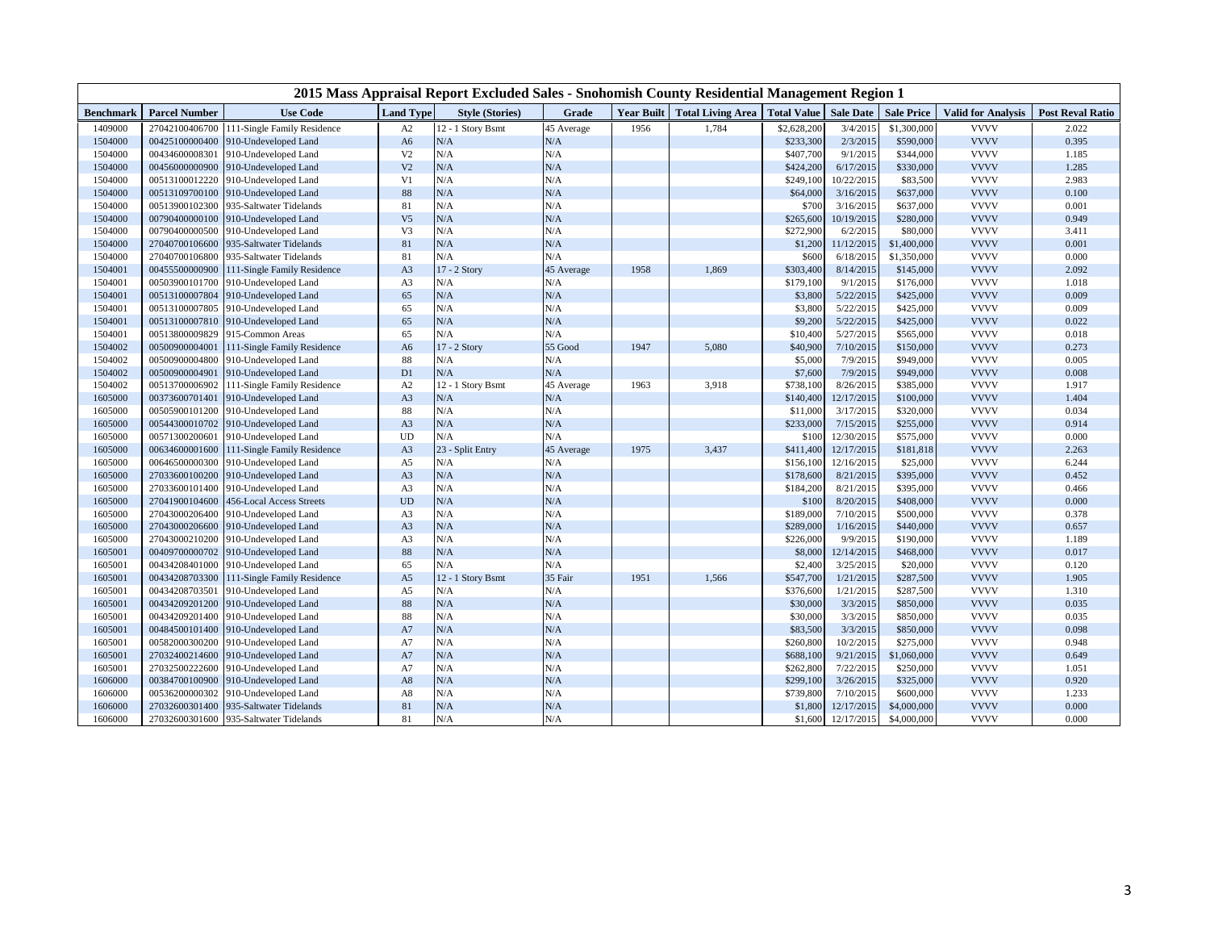| 2015 Mass Appraisal Report Excluded Sales - Snohomish County Residential Management Region 1 | | | | | | | | | | | | |
|---|---|---|---|---|---|---|---|---|---|---|---|---|
| **Benchmark** | **Parcel Number** | **Use Code** | **Land Type** | **Style (Stories)** | **Grade** | **Year Built** | **Total Living Area** | **Total Value** | **Sale Date** | **Sale Price** | **Valid for Analysis** | **Post Reval Ratio** |
| 1409000 | 27042100406700 | 111-Single Family Residence | A2 | 12 - 1 Story Bsmt | 45 Average | 1956 | 1,784 | $2,628,200 | 3/4/2015 | $1,300,000 | VVVV | 2.022 |
| 1504000 | 00425100000400 | 910-Undeveloped Land | A6 | N/A | N/A | | | $233,300 | 2/3/2015 | $590,000 | VVVV | 0.395 |
| 1504000 | 00434600008301 | 910-Undeveloped Land | V2 | N/A | N/A | | | $407,700 | 9/1/2015 | $344,000 | VVVV | 1.185 |
| 1504000 | 00456000000900 | 910-Undeveloped Land | V2 | N/A | N/A | | | $424,200 | 6/17/2015 | $330,000 | VVVV | 1.285 |
| 1504000 | 00513100012220 | 910-Undeveloped Land | V1 | N/A | N/A | | | $249,100 | 10/22/2015 | $83,500 | VVVV | 2.983 |
| 1504000 | 00513109700100 | 910-Undeveloped Land | 88 | N/A | N/A | | | $64,000 | 3/16/2015 | $637,000 | VVVV | 0.100 |
| 1504000 | 00513900102300 | 935-Saltwater Tidelands | 81 | N/A | N/A | | | $700 | 3/16/2015 | $637,000 | VVVV | 0.001 |
| 1504000 | 00790400000100 | 910-Undeveloped Land | V5 | N/A | N/A | | | $265,600 | 10/19/2015 | $280,000 | VVVV | 0.949 |
| 1504000 | 00790400000500 | 910-Undeveloped Land | V3 | N/A | N/A | | | $272,900 | 6/2/2015 | $80,000 | VVVV | 3.411 |
| 1504000 | 27040700106600 | 935-Saltwater Tidelands | 81 | N/A | N/A | | | $1,200 | 11/12/2015 | $1,400,000 | VVVV | 0.001 |
| 1504000 | 27040700106800 | 935-Saltwater Tidelands | 81 | N/A | N/A | | | $600 | 6/18/2015 | $1,350,000 | VVVV | 0.000 |
| 1504001 | 00455500000900 | 111-Single Family Residence | A3 | 17 - 2 Story | 45 Average | 1958 | 1,869 | $303,400 | 8/14/2015 | $145,000 | VVVV | 2.092 |
| 1504001 | 00503900101700 | 910-Undeveloped Land | A3 | N/A | N/A | | | $179,100 | 9/1/2015 | $176,000 | VVVV | 1.018 |
| 1504001 | 00513100007804 | 910-Undeveloped Land | 65 | N/A | N/A | | | $3,800 | 5/22/2015 | $425,000 | VVVV | 0.009 |
| 1504001 | 00513100007805 | 910-Undeveloped Land | 65 | N/A | N/A | | | $3,800 | 5/22/2015 | $425,000 | VVVV | 0.009 |
| 1504001 | 00513100007810 | 910-Undeveloped Land | 65 | N/A | N/A | | | $9,200 | 5/22/2015 | $425,000 | VVVV | 0.022 |
| 1504001 | 00513800009829 | 915-Common Areas | 65 | N/A | N/A | | | $10,400 | 5/27/2015 | $565,000 | VVVV | 0.018 |
| 1504002 | 00500900004001 | 111-Single Family Residence | A6 | 17 - 2 Story | 55 Good | 1947 | 5,080 | $40,900 | 7/10/2015 | $150,000 | VVVV | 0.273 |
| 1504002 | 00500900004800 | 910-Undeveloped Land | 88 | N/A | N/A | | | $5,000 | 7/9/2015 | $949,000 | VVVV | 0.005 |
| 1504002 | 00500900004901 | 910-Undeveloped Land | D1 | N/A | N/A | | | $7,600 | 7/9/2015 | $949,000 | VVVV | 0.008 |
| 1504002 | 00513700006902 | 111-Single Family Residence | A2 | 12 - 1 Story Bsmt | 45 Average | 1963 | 3,918 | $738,100 | 8/26/2015 | $385,000 | VVVV | 1.917 |
| 1605000 | 00373600701401 | 910-Undeveloped Land | A3 | N/A | N/A | | | $140,400 | 12/17/2015 | $100,000 | VVVV | 1.404 |
| 1605000 | 00505900101200 | 910-Undeveloped Land | 88 | N/A | N/A | | | $11,000 | 3/17/2015 | $320,000 | VVVV | 0.034 |
| 1605000 | 00544300010702 | 910-Undeveloped Land | A3 | N/A | N/A | | | $233,000 | 7/15/2015 | $255,000 | VVVV | 0.914 |
| 1605000 | 00571300200601 | 910-Undeveloped Land | UD | N/A | N/A | | | $100 | 12/30/2015 | $575,000 | VVVV | 0.000 |
| 1605000 | 00634600001600 | 111-Single Family Residence | A3 | 23 - Split Entry | 45 Average | 1975 | 3,437 | $411,400 | 12/17/2015 | $181,818 | VVVV | 2.263 |
| 1605000 | 00646500000300 | 910-Undeveloped Land | A5 | N/A | N/A | | | $156,100 | 12/16/2015 | $25,000 | VVVV | 6.244 |
| 1605000 | 27033600100200 | 910-Undeveloped Land | A3 | N/A | N/A | | | $178,600 | 8/21/2015 | $395,000 | VVVV | 0.452 |
| 1605000 | 27033600101400 | 910-Undeveloped Land | A3 | N/A | N/A | | | $184,200 | 8/21/2015 | $395,000 | VVVV | 0.466 |
| 1605000 | 27041900104600 | 456-Local Access Streets | UD | N/A | N/A | | | $100 | 8/20/2015 | $408,000 | VVVV | 0.000 |
| 1605000 | 27043000206400 | 910-Undeveloped Land | A3 | N/A | N/A | | | $189,000 | 7/10/2015 | $500,000 | VVVV | 0.378 |
| 1605000 | 27043000206600 | 910-Undeveloped Land | A3 | N/A | N/A | | | $289,000 | 1/16/2015 | $440,000 | VVVV | 0.657 |
| 1605000 | 27043000210200 | 910-Undeveloped Land | A3 | N/A | N/A | | | $226,000 | 9/9/2015 | $190,000 | VVVV | 1.189 |
| 1605001 | 00409700000702 | 910-Undeveloped Land | 88 | N/A | N/A | | | $8,000 | 12/14/2015 | $468,000 | VVVV | 0.017 |
| 1605001 | 00434208401000 | 910-Undeveloped Land | 65 | N/A | N/A | | | $2,400 | 3/25/2015 | $20,000 | VVVV | 0.120 |
| 1605001 | 00434208703300 | 111-Single Family Residence | A5 | 12 - 1 Story Bsmt | 35 Fair | 1951 | 1,566 | $547,700 | 1/21/2015 | $287,500 | VVVV | 1.905 |
| 1605001 | 00434208703501 | 910-Undeveloped Land | A5 | N/A | N/A | | | $376,600 | 1/21/2015 | $287,500 | VVVV | 1.310 |
| 1605001 | 00434209201200 | 910-Undeveloped Land | 88 | N/A | N/A | | | $30,000 | 3/3/2015 | $850,000 | VVVV | 0.035 |
| 1605001 | 00434209201400 | 910-Undeveloped Land | 88 | N/A | N/A | | | $30,000 | 3/3/2015 | $850,000 | VVVV | 0.035 |
| 1605001 | 00484500101400 | 910-Undeveloped Land | A7 | N/A | N/A | | | $83,500 | 3/3/2015 | $850,000 | VVVV | 0.098 |
| 1605001 | 00582000300200 | 910-Undeveloped Land | A7 | N/A | N/A | | | $260,800 | 10/2/2015 | $275,000 | VVVV | 0.948 |
| 1605001 | 27032400214600 | 910-Undeveloped Land | A7 | N/A | N/A | | | $688,100 | 9/21/2015 | $1,060,000 | VVVV | 0.649 |
| 1605001 | 27032500222600 | 910-Undeveloped Land | A7 | N/A | N/A | | | $262,800 | 7/22/2015 | $250,000 | VVVV | 1.051 |
| 1606000 | 00384700100900 | 910-Undeveloped Land | A8 | N/A | N/A | | | $299,100 | 3/26/2015 | $325,000 | VVVV | 0.920 |
| 1606000 | 00536200000302 | 910-Undeveloped Land | A8 | N/A | N/A | | | $739,800 | 7/10/2015 | $600,000 | VVVV | 1.233 |
| 1606000 | 27032600301400 | 935-Saltwater Tidelands | 81 | N/A | N/A | | | $1,800 | 12/17/2015 | $4,000,000 | VVVV | 0.000 |
| 1606000 | 27032600301600 | 935-Saltwater Tidelands | 81 | N/A | N/A | | | $1,600 | 12/17/2015 | $4,000,000 | VVVV | 0.000 |